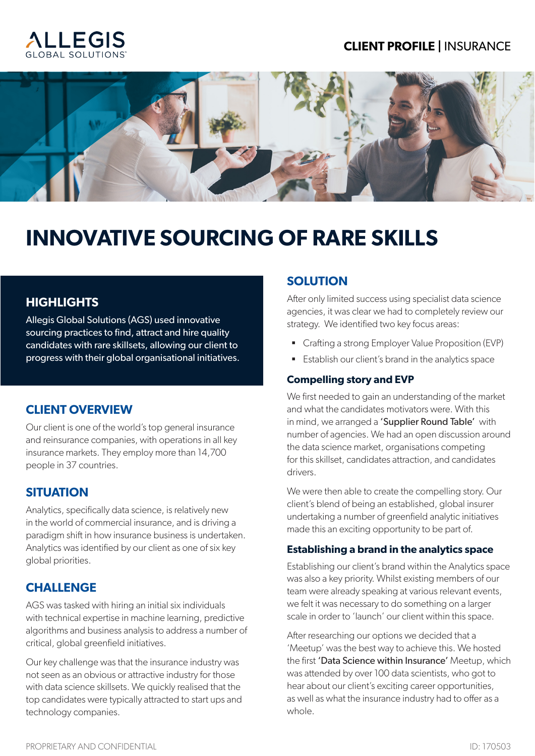ALLEGIS GLOBAL SOLUTIONS

**CLIENT PROFILE** | INSURANCE

# INNOVATIVE SOURCING OF RARE SKILLS

## HIGHLIGHTS

Allegis Global Solutions (AGS) used innovative sourcing practices to find, attract and hire quality candidates with rare skillsets, allowing our client to progress with their global organisational initiatives.

## CLIENT OVERVIEW

Our client is one of the world's top general insurance and reinsurance companies, with operations in all key insurance markets. They employ more than 14,700 people in 37 countries.

## SITUATION

Analytics, specifically data science, is relatively new in the world of commercial insurance, and is driving a paradigm shift in how insurance business is undertaken. Analytics was identified by our client as one of six key global priorities.

## CHALLENGE

AGS was tasked with hiring an initial six individuals with technical expertise in machine learning, predictive algorithms and business analysis to address a number of critical, global greenfield initiatives.

Our key challenge was that the insurance industry was not seen as an obvious or attractive industry for those with data science skillsets. We quickly realised that the top candidates were typically attracted to start ups and technology companies.

## SOLUTION

After only limited success using specialist data science agencies, it was clear we had to completely review our strategy. We identified two key focus areas:

- Crafting a strong Employer Value Proposition (EVP)
- Establish our client's brand in the analytics space

### Compelling story and EVP

We first needed to gain an understanding of the market and what the candidates motivators were. With this in mind, we arranged a 'Supplier Round Table' with number of agencies. We had an open discussion around the data science market, organisations competing for this skillset, candidates attraction, and candidates drivers.

We were then able to create the compelling story. Our client's blend of being an established, global insurer undertaking a number of greenfield analytic initiatives made this an exciting opportunity to be part of.

### Establishing a brand in the analytics space

Establishing our client's brand within the Analytics space was also a key priority. Whilst existing members of our team were already speaking at various relevant events, we felt it was necessary to do something on a larger scale in order to 'launch' our client within this space.

After researching our options we decided that a 'Meetup' was the best way to achieve this. We hosted the first 'Data Science within Insurance' Meetup, which was attended by over 100 data scientists, who got to hear about our client's exciting career opportunities, as well as what the insurance industry had to offer as a whole.

PROPRIETARY AND CONFIDENTIAL

ID: 170503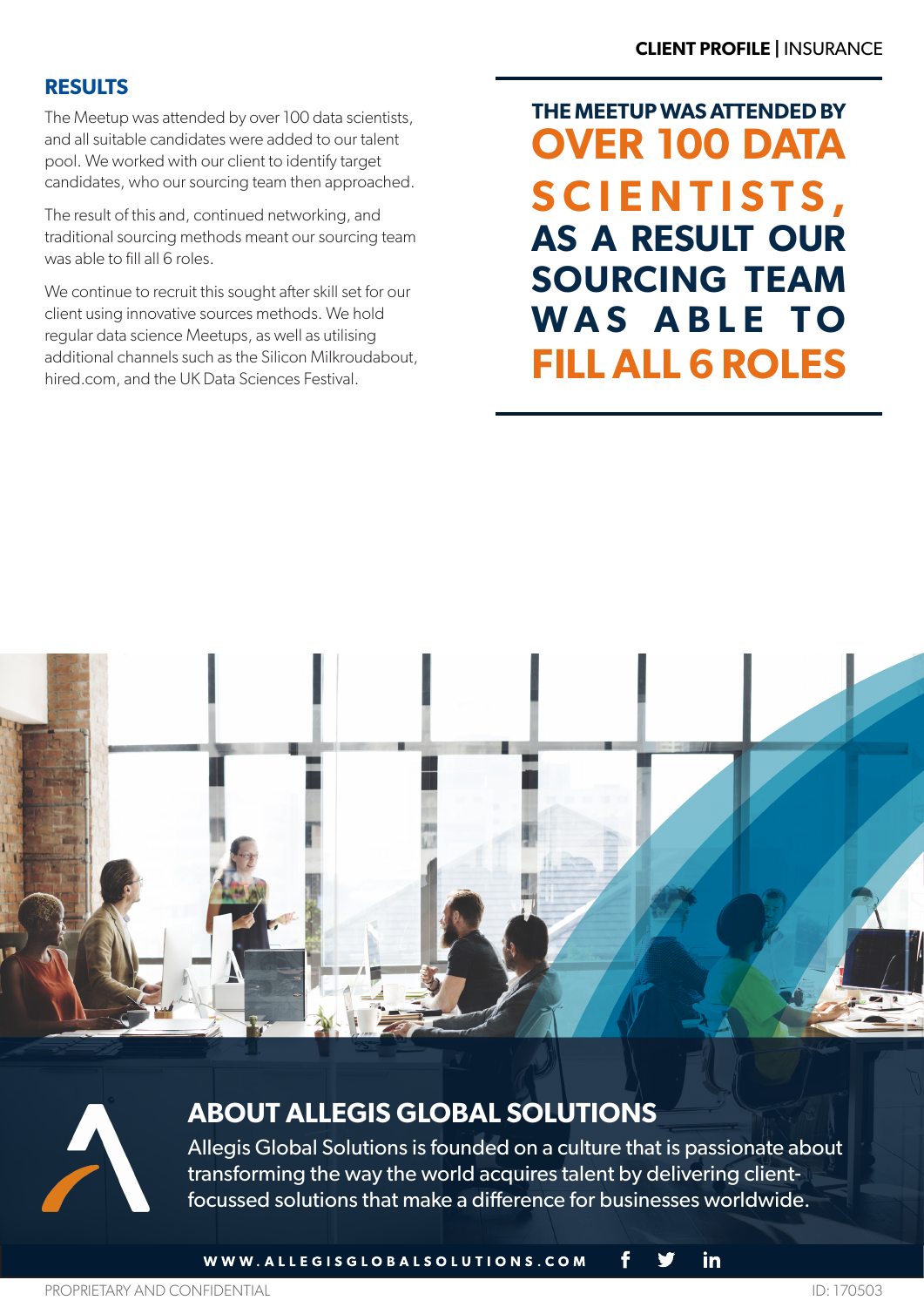## RESULTS

The Meetup was attended by over 100 data scientists, and all suitable candidates were added to our talent pool. We worked with our client to identify target candidates, who our sourcing team then approached.

The result of this and, continued networking, and traditional sourcing methods meant our sourcing team was able to fill all 6 roles.

We continue to recruit this sought after skill set for our client using innovative sources methods. We hold regular data science Meetups, as well as utilising additional channels such as the Silicon Milkroudabout, hired.com, and the UK Data Sciences Festival.

**THE MEETUP WAS ATTENDED BY OVER 100 DATA SCIENTISTS, AS A RESULT OUR SOURCING TEAM WAS ABLE TO FILL ALL 6 ROLES**

## ABOUT ALLEGIS GLOBAL SOLUTIONS

Allegis Global Solutions is founded on a culture that is passionate about transforming the way the world acquires talent by delivering client-focussed solutions that make a difference for businesses worldwide.

WWW.ALLEGISGLOBALSOLUTIONS.COM

PROPRIETARY AND CONFIDENTIAL

ID: 170503